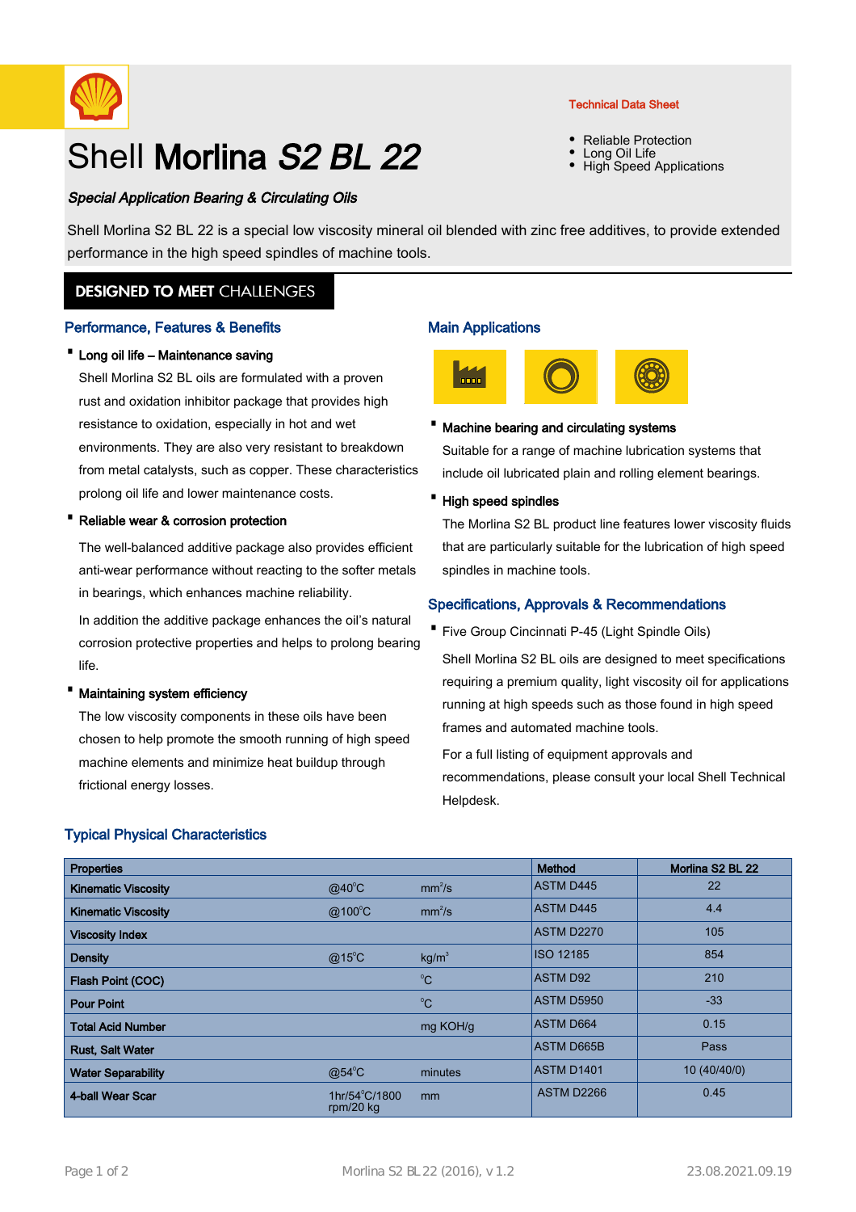Technical Data Sheet

- Reliable Protection
- Long Oil Life
- High Speed Applications

# Shell **Morlina** ***S2 BL 22***

***Special Application Bearing & Circulating Oils***

Shell Morlina S2 BL 22 is a special low viscosity mineral oil blended with zinc free additives, to provide extended performance in the high speed spindles of machine tools.

**DESIGNED TO MEET** CHALLENGES

## Performance, Features & Benefits

- **Long oil life – Maintenance saving**

  Shell Morlina S2 BL oils are formulated with a proven rust and oxidation inhibitor package that provides high resistance to oxidation, especially in hot and wet environments. They are also very resistant to breakdown from metal catalysts, such as copper. These characteristics prolong oil life and lower maintenance costs.

- **Reliable wear & corrosion protection**

  The well-balanced additive package also provides efficient anti-wear performance without reacting to the softer metals in bearings, which enhances machine reliability.

  In addition the additive package enhances the oil's natural corrosion protective properties and helps to prolong bearing life.

- **Maintaining system efficiency**

  The low viscosity components in these oils have been chosen to help promote the smooth running of high speed machine elements and minimize heat buildup through frictional energy losses.

## Main Applications

- **Machine bearing and circulating systems**

  Suitable for a range of machine lubrication systems that include oil lubricated plain and rolling element bearings.

- **High speed spindles**

  The Morlina S2 BL product line features lower viscosity fluids that are particularly suitable for the lubrication of high speed spindles in machine tools.

## Specifications, Approvals & Recommendations

- Five Group Cincinnati P-45 (Light Spindle Oils)

  Shell Morlina S2 BL oils are designed to meet specifications requiring a premium quality, light viscosity oil for applications running at high speeds such as those found in high speed frames and automated machine tools.

  For a full listing of equipment approvals and recommendations, please consult your local Shell Technical Helpdesk.

## Typical Physical Characteristics

| Properties | | | Method | Morlina S2 BL 22 |
|---|---|---|---|---|
| Kinematic Viscosity | @40°C | mm²/s | ASTM D445 | 22 |
| Kinematic Viscosity | @100°C | mm²/s | ASTM D445 | 4.4 |
| Viscosity Index | | | ASTM D2270 | 105 |
| Density | @15°C | kg/m³ | ISO 12185 | 854 |
| Flash Point (COC) | | °C | ASTM D92 | 210 |
| Pour Point | | °C | ASTM D5950 | -33 |
| Total Acid Number | | mg KOH/g | ASTM D664 | 0.15 |
| Rust, Salt Water | | | ASTM D665B | Pass |
| Water Separability | @54°C | minutes | ASTM D1401 | 10 (40/40/0) |
| 4-ball Wear Scar | 1hr/54°C/1800 rpm/20 kg | mm | ASTM D2266 | 0.45 |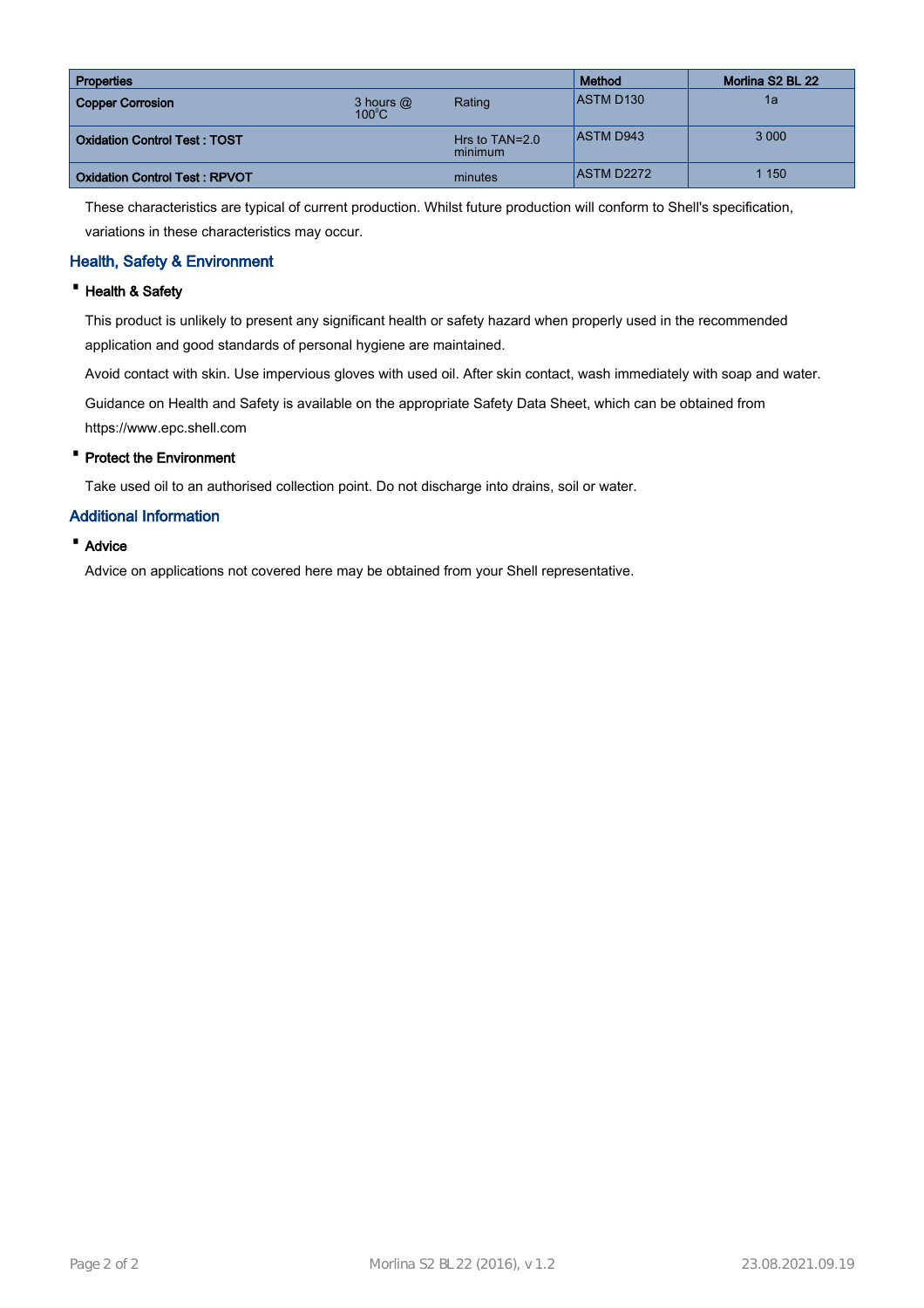| Properties | | | Method | Morlina S2 BL 22 |
|---|---|---|---|---|
| **Copper Corrosion** | 3 hours @ 100°C | Rating | ASTM D130 | 1a |
| **Oxidation Control Test : TOST** | | Hrs to TAN=2.0 minimum | ASTM D943 | 3 000 |
| **Oxidation Control Test : RPVOT** | | minutes | ASTM D2272 | 1 150 |

These characteristics are typical of current production. Whilst future production will conform to Shell's specification, variations in these characteristics may occur.

## Health, Safety & Environment

- **Health & Safety**

This product is unlikely to present any significant health or safety hazard when properly used in the recommended application and good standards of personal hygiene are maintained.

Avoid contact with skin. Use impervious gloves with used oil. After skin contact, wash immediately with soap and water.

Guidance on Health and Safety is available on the appropriate Safety Data Sheet, which can be obtained from https://www.epc.shell.com

- **Protect the Environment**

Take used oil to an authorised collection point. Do not discharge into drains, soil or water.

## Additional Information

- **Advice**

Advice on applications not covered here may be obtained from your Shell representative.